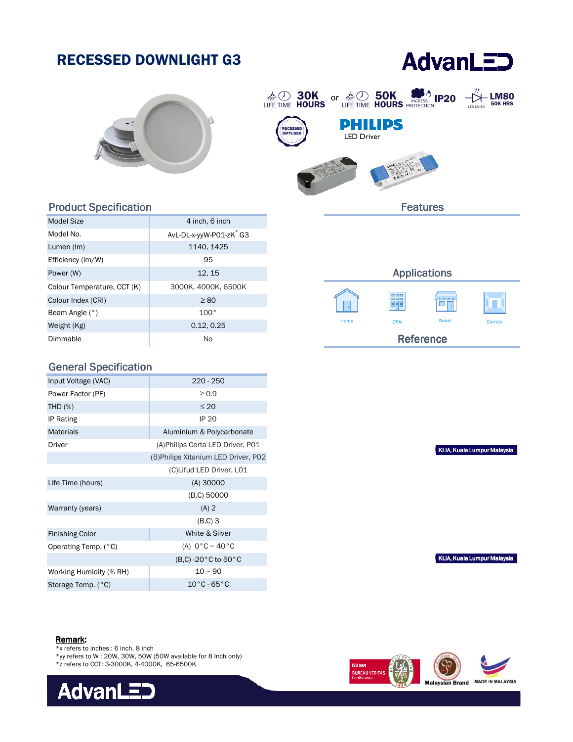# RECESSED DOWNLIGHT G3

AdvanLED

30K LIFE TIME HOURS or 50K LIFE TIME HOURS | INGRESS PROTECTION IP20 | LED LM 80 LM80 50K HRS

RECESSED DIFFUSER

PHILIPS LED Driver

## Product Specification

| Model Size | 4 inch, 6 inch |
|---|---|
| Model No. | AvL-DL-x-yyW-P01-zK* G3 |
| Lumen (lm) | 1140, 1425 |
| Efficiency (lm/W) | 95 |
| Power (W) | 12, 15 |
| Colour Temperature, CCT (K) | 3000K, 4000K, 6500K |
| Colour Index (CRI) | ≥ 80 |
| Beam Angle (°) | 100° |
| Weight (Kg) | 0.12, 0.25 |
| Dimmable | No |

## General Specification

| Input Voltage (VAC) | 220 - 250 |
|---|---|
| Power Factor (PF) | ≥ 0.9 |
| THD (%) | ≤ 20 |
| IP Rating | IP 20 |
| Materials | Aluminium & Polycarbonate |
| Driver | (A)Philips Certa LED Driver, P01 |
| | (B)Philips Xitanium LED Driver, P02 |
| | (C)Lifud LED Driver, L01 |
| Life Time (hours) | (A) 30000 |
| | (B,C) 50000 |
| Warranty (years) | (A) 2 |
| | (B,C) 3 |
| Finishing Color | White & Silver |
| Operating Temp. (°C) | (A) 0°C ~ 40°C |
| | (B,C) -20°C to 50°C |
| Working Humidity (% RH) | 10 ~ 90 |
| Storage Temp. (°C) | 10°C - 65°C |

## Features

## Applications

Home | Offic | Retail | Corrido

## Reference

KLIA, Kuala Lumpur Malaysia

KLIA, Kuala Lumpur Malaysia

**Remark:**

*x refers to inches : 6 inch, 8 inch
*yy refers to W : 20W, 30W, 50W (50W available for 8 Inch only)
*z refers to CCT: 3-3000K, 4-4000K, 65-6500K

ISO 9001 BUREAU VERITAS Certification | Malaysian Brand | MADE IN MALAYSIA

AdvanLED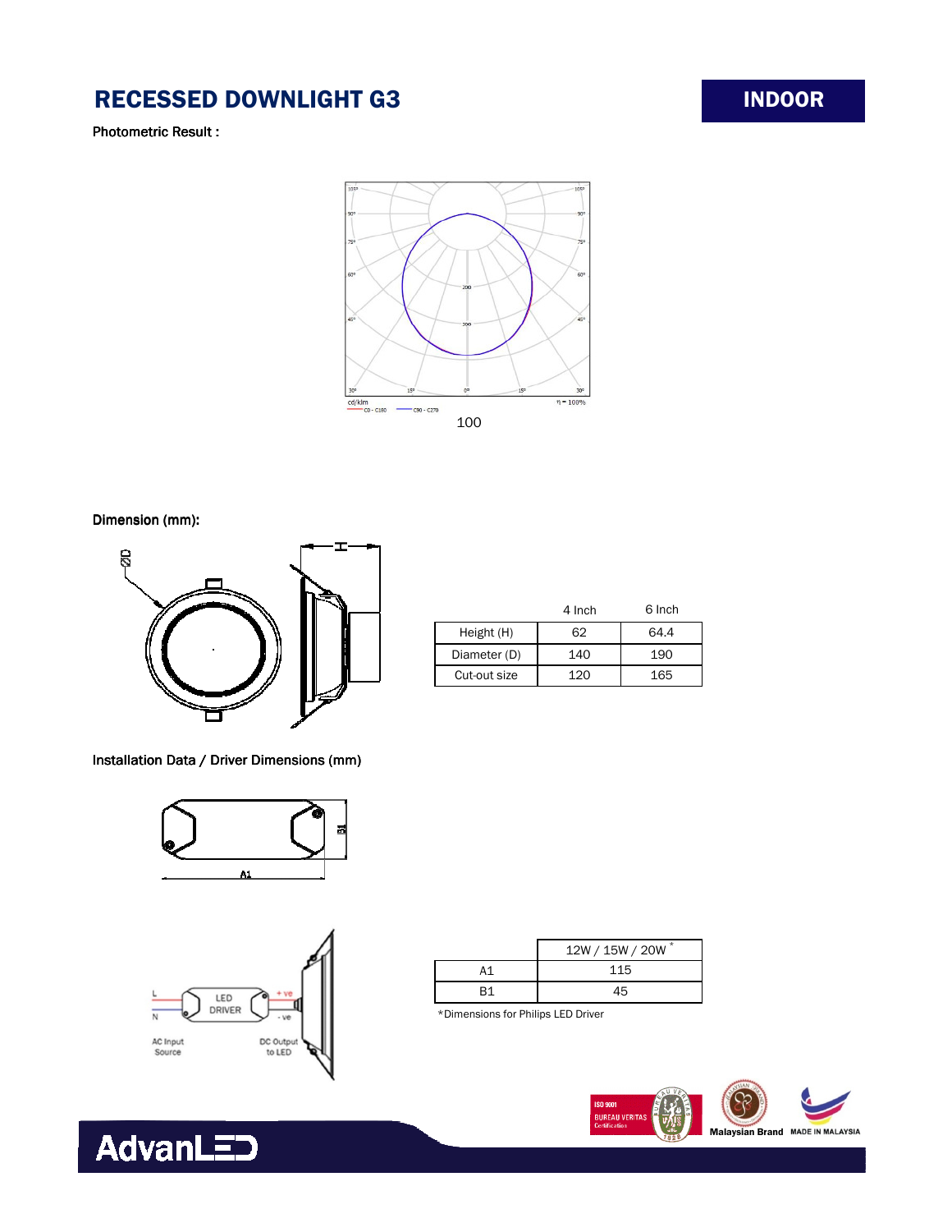# RECESSED DOWNLIGHT G3

**INDOOR**

Photometric Result :

105° 105°
90° 90°
75° 75°
60° 60°
200
45° 45°
300
30° 15° 0° 15° 30°
cd/klm
η = 100%
C0 - C180 C90 - C270

100

Dimension (mm):

ØD
H

| | 4 Inch | 6 Inch |
|---|---|---|
| Height (H) | 62 | 64.4 |
| Diameter (D) | 140 | 190 |
| Cut-out size | 120 | 165 |

Installation Data / Driver Dimensions (mm)

B1
A1

L
N
LED DRIVER
+ ve
- ve
AC Input Source
DC Output to LED

| | 12W / 15W / 20W * |
|---|---|
| A1 | 115 |
| B1 | 45 |

*Dimensions for Philips LED Driver

ISO 9001 BUREAU VERITAS Certification

Malaysian Brand

MADE IN MALAYSIA

AdvanLED